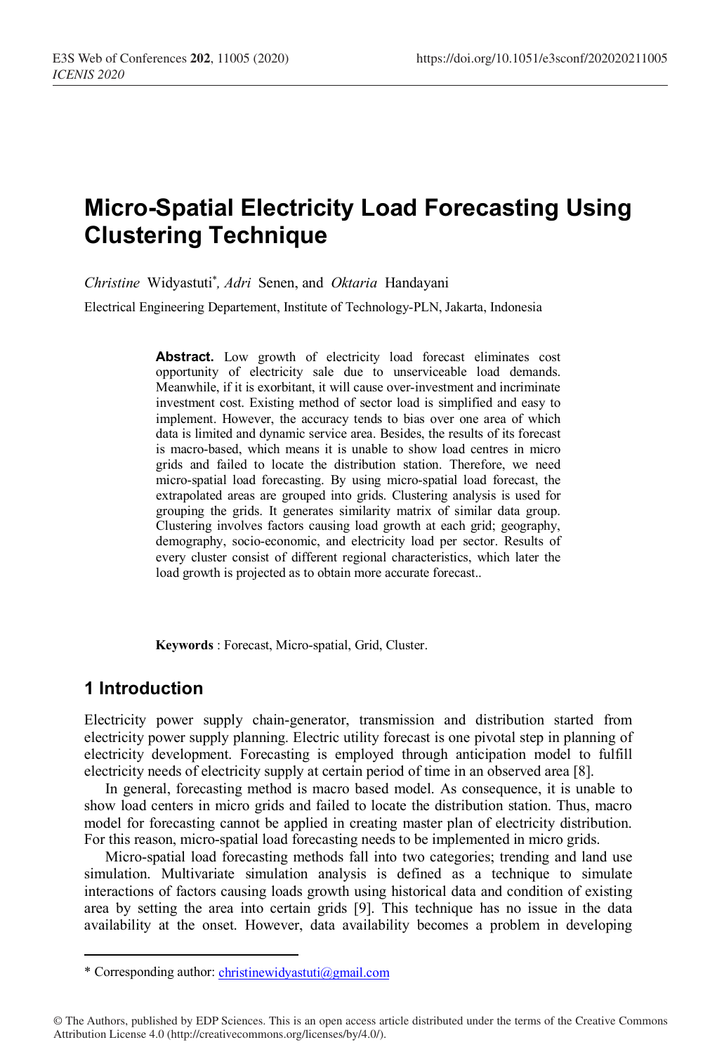# Micro-Spatial Electricity Load Forecasting Using Clustering Technique

*Christine* Widyastuti[*], *Adri* Senen, and *Oktaria* Handayani

Electrical Engineering Departement, Institute of Technology-PLN, Jakarta, Indonesia

**Abstract.** Low growth of electricity load forecast eliminates cost opportunity of electricity sale due to unserviceable load demands. Meanwhile, if it is exorbitant, it will cause over-investment and incriminate investment cost. Existing method of sector load is simplified and easy to implement. However, the accuracy tends to bias over one area of which data is limited and dynamic service area. Besides, the results of its forecast is macro-based, which means it is unable to show load centres in micro grids and failed to locate the distribution station. Therefore, we need micro-spatial load forecasting. By using micro-spatial load forecast, the extrapolated areas are grouped into grids. Clustering analysis is used for grouping the grids. It generates similarity matrix of similar data group. Clustering involves factors causing load growth at each grid; geography, demography, socio-economic, and electricity load per sector. Results of every cluster consist of different regional characteristics, which later the load growth is projected as to obtain more accurate forecast..

**Keywords** : Forecast, Micro-spatial, Grid, Cluster.

## 1 Introduction

Electricity power supply chain-generator, transmission and distribution started from electricity power supply planning. Electric utility forecast is one pivotal step in planning of electricity development. Forecasting is employed through anticipation model to fulfill electricity needs of electricity supply at certain period of time in an observed area [8].

In general, forecasting method is macro based model. As consequence, it is unable to show load centers in micro grids and failed to locate the distribution station. Thus, macro model for forecasting cannot be applied in creating master plan of electricity distribution. For this reason, micro-spatial load forecasting needs to be implemented in micro grids.

Micro-spatial load forecasting methods fall into two categories; trending and land use simulation. Multivariate simulation analysis is defined as a technique to simulate interactions of factors causing loads growth using historical data and condition of existing area by setting the area into certain grids [9]. This technique has no issue in the data availability at the onset. However, data availability becomes a problem in developing

---

* Corresponding author: christinewidyastuti@gmail.com

© The Authors, published by EDP Sciences. This is an open access article distributed under the terms of the Creative Commons Attribution License 4.0 (http://creativecommons.org/licenses/by/4.0/).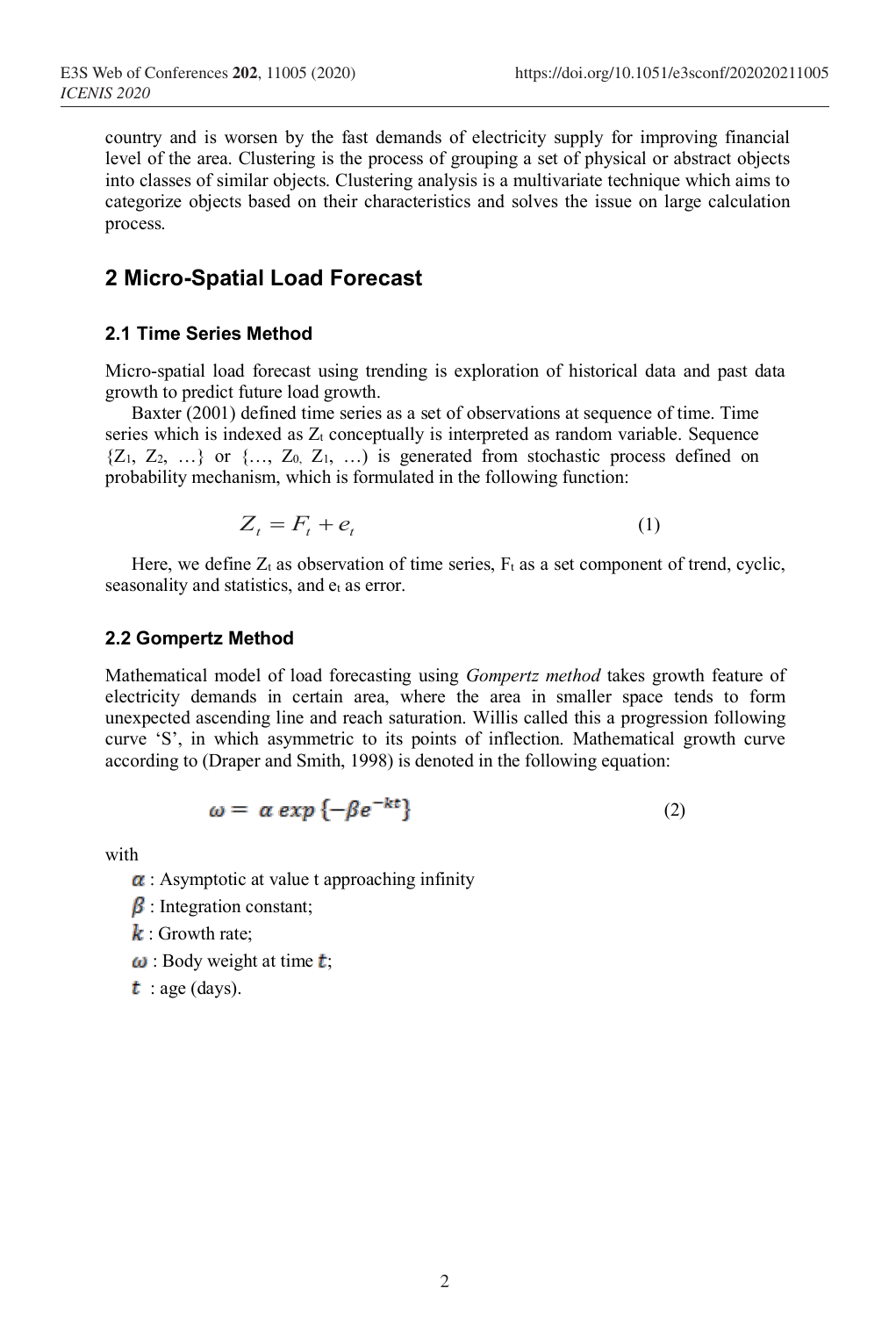country and is worsen by the fast demands of electricity supply for improving financial level of the area. Clustering is the process of grouping a set of physical or abstract objects into classes of similar objects. Clustering analysis is a multivariate technique which aims to categorize objects based on their characteristics and solves the issue on large calculation process.

## 2 Micro-Spatial Load Forecast

### 2.1 Time Series Method

Micro-spatial load forecast using trending is exploration of historical data and past data growth to predict future load growth.

Baxter (2001) defined time series as a set of observations at sequence of time. Time series which is indexed as $Z_t$ conceptually is interpreted as random variable. Sequence $\{Z_1, Z_2, \ldots\}$ or $\{\ldots, Z_0, Z_1, \ldots)$ is generated from stochastic process defined on probability mechanism, which is formulated in the following function:

$$Z_t = F_t + e_t \tag{1}$$

Here, we define $Z_t$ as observation of time series, $F_t$ as a set component of trend, cyclic, seasonality and statistics, and $e_t$ as error.

### 2.2 Gompertz Method

Mathematical model of load forecasting using *Gompertz method* takes growth feature of electricity demands in certain area, where the area in smaller space tends to form unexpected ascending line and reach saturation. Willis called this a progression following curve 'S', in which asymmetric to its points of inflection. Mathematical growth curve according to (Draper and Smith, 1998) is denoted in the following equation:

$$\omega = \alpha \exp\{-\beta e^{-kt}\} \tag{2}$$

with

- $\alpha$ : Asymptotic at value t approaching infinity
- $\beta$ : Integration constant;
- $k$ : Growth rate;
- $\omega$ : Body weight at time $t$;
- $t$ : age (days).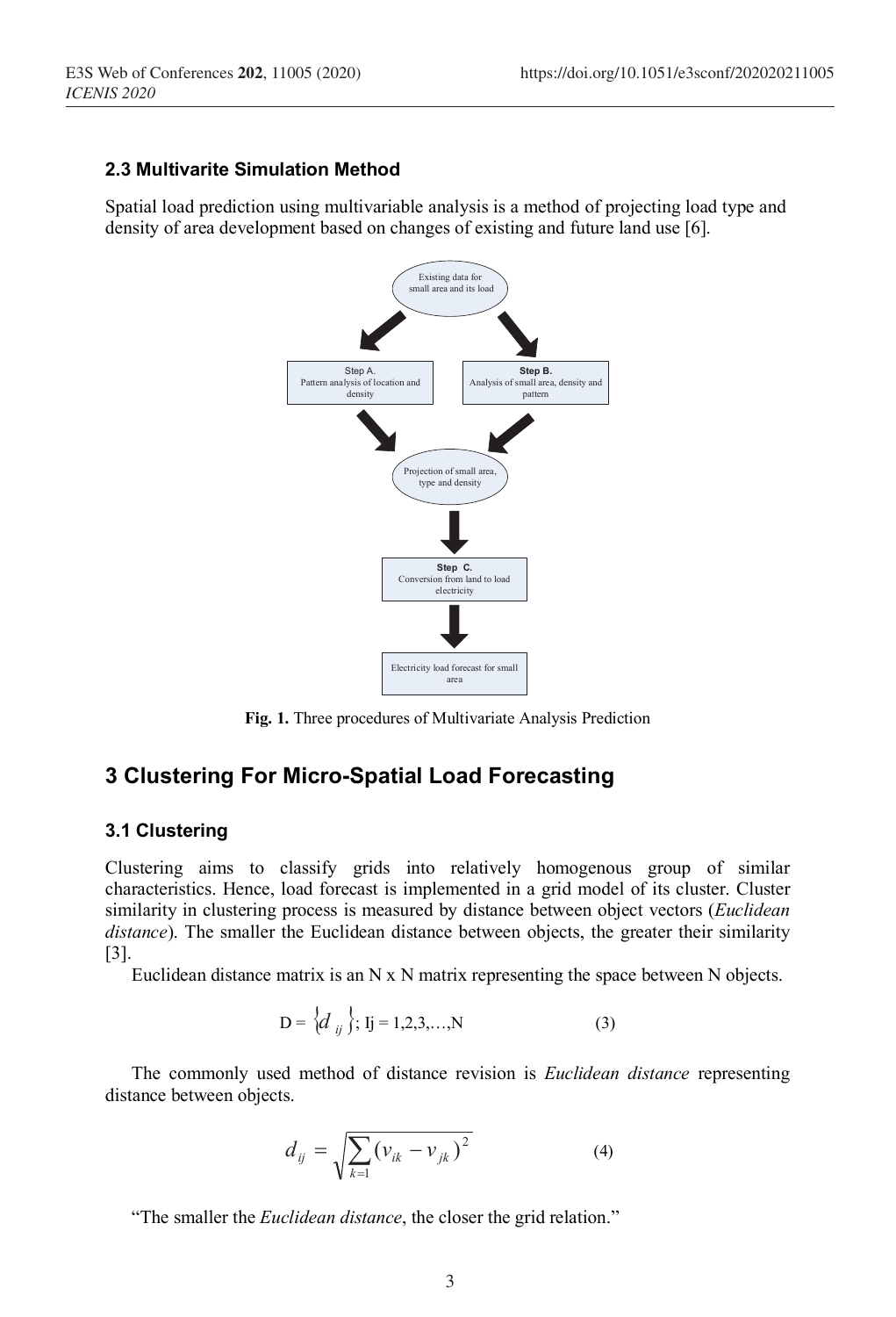### 2.3 Multivarite Simulation Method

Spatial load prediction using multivariable analysis is a method of projecting load type and density of area development based on changes of existing and future land use [6].

**Fig. 1.** Three procedures of Multivariate Analysis Prediction

## 3 Clustering For Micro-Spatial Load Forecasting

### 3.1 Clustering

Clustering aims to classify grids into relatively homogenous group of similar characteristics. Hence, load forecast is implemented in a grid model of its cluster. Cluster similarity in clustering process is measured by distance between object vectors (*Euclidean distance*). The smaller the Euclidean distance between objects, the greater their similarity [3].

Euclidean distance matrix is an N x N matrix representing the space between N objects.

$$D = \{d_{ij}\};\ Ij = 1,2,3,\ldots,N \tag{3}$$

The commonly used method of distance revision is *Euclidean distance* representing distance between objects.

$$d_{ij} = \sqrt{\sum_{k=1} (v_{ik} - v_{jk})^2} \tag{4}$$

"The smaller the *Euclidean distance*, the closer the grid relation."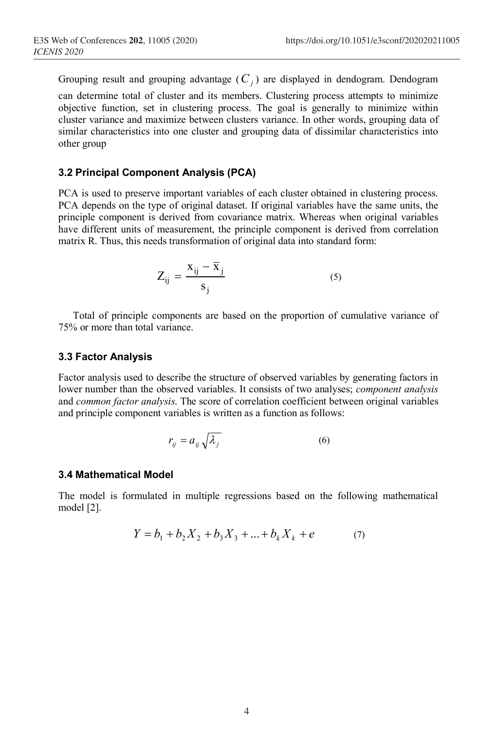Grouping result and grouping advantage ($C_j$) are displayed in dendogram. Dendogram can determine total of cluster and its members. Clustering process attempts to minimize objective function, set in clustering process. The goal is generally to minimize within cluster variance and maximize between clusters variance. In other words, grouping data of similar characteristics into one cluster and grouping data of dissimilar characteristics into other group

### 3.2 Principal Component Analysis (PCA)

PCA is used to preserve important variables of each cluster obtained in clustering process. PCA depends on the type of original dataset. If original variables have the same units, the principle component is derived from covariance matrix. Whereas when original variables have different units of measurement, the principle component is derived from correlation matrix R. Thus, this needs transformation of original data into standard form:

$$Z_{ij} = \frac{x_{ij} - \overline{x}_j}{s_j} \tag{5}$$

Total of principle components are based on the proportion of cumulative variance of 75% or more than total variance.

### 3.3 Factor Analysis

Factor analysis used to describe the structure of observed variables by generating factors in lower number than the observed variables. It consists of two analyses; *component analysis* and *common factor analysis*. The score of correlation coefficient between original variables and principle component variables is written as a function as follows:

$$r_{ij} = a_{ij}\sqrt{\lambda_j} \tag{6}$$

### 3.4 Mathematical Model

The model is formulated in multiple regressions based on the following mathematical model [2].

$$Y = b_1 + b_2 X_2 + b_3 X_3 + \ldots + b_k X_k + e \tag{7}$$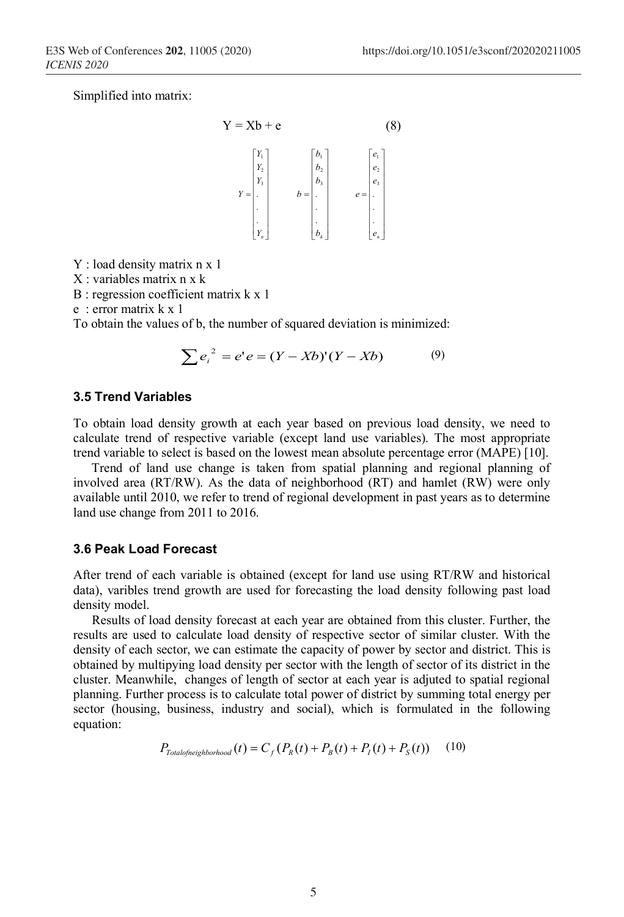Simplified into matrix:

$$Y = Xb + e \qquad (8)$$

$$Y = \begin{bmatrix} Y_1 \\ Y_2 \\ Y_3 \\ . \\ . \\ . \\ Y_n \end{bmatrix} \qquad b = \begin{bmatrix} b_1 \\ b_2 \\ b_3 \\ . \\ . \\ . \\ b_k \end{bmatrix} \qquad e = \begin{bmatrix} e_1 \\ e_2 \\ e_3 \\ . \\ . \\ . \\ e_n \end{bmatrix}$$

Y : load density matrix n x 1
X : variables matrix n x k
B : regression coefficient matrix k x 1
e : error matrix k x 1

To obtain the values of b, the number of squared deviation is minimized:

$$\sum e_i^{\ 2} = e'e = (Y - Xb)'(Y - Xb) \qquad (9)$$

### 3.5 Trend Variables

To obtain load density growth at each year based on previous load density, we need to calculate trend of respective variable (except land use variables). The most appropriate trend variable to select is based on the lowest mean absolute percentage error (MAPE) [10].

Trend of land use change is taken from spatial planning and regional planning of involved area (RT/RW). As the data of neighborhood (RT) and hamlet (RW) were only available until 2010, we refer to trend of regional development in past years as to determine land use change from 2011 to 2016.

### 3.6 Peak Load Forecast

After trend of each variable is obtained (except for land use using RT/RW and historical data), varibles trend growth are used for forecasting the load density following past load density model.

Results of load density forecast at each year are obtained from this cluster. Further, the results are used to calculate load density of respective sector of similar cluster. With the density of each sector, we can estimate the capacity of power by sector and district. This is obtained by multipying load density per sector with the length of sector of its district in the cluster. Meanwhile, changes of length of sector at each year is adjuted to spatial regional planning. Further process is to calculate total power of district by summing total energy per sector (housing, business, industry and social), which is formulated in the following equation:

$$P_{Totalofneighborhood}(t) = C_f\,(P_R(t) + P_B(t) + P_I(t) + P_S(t)) \qquad (10)$$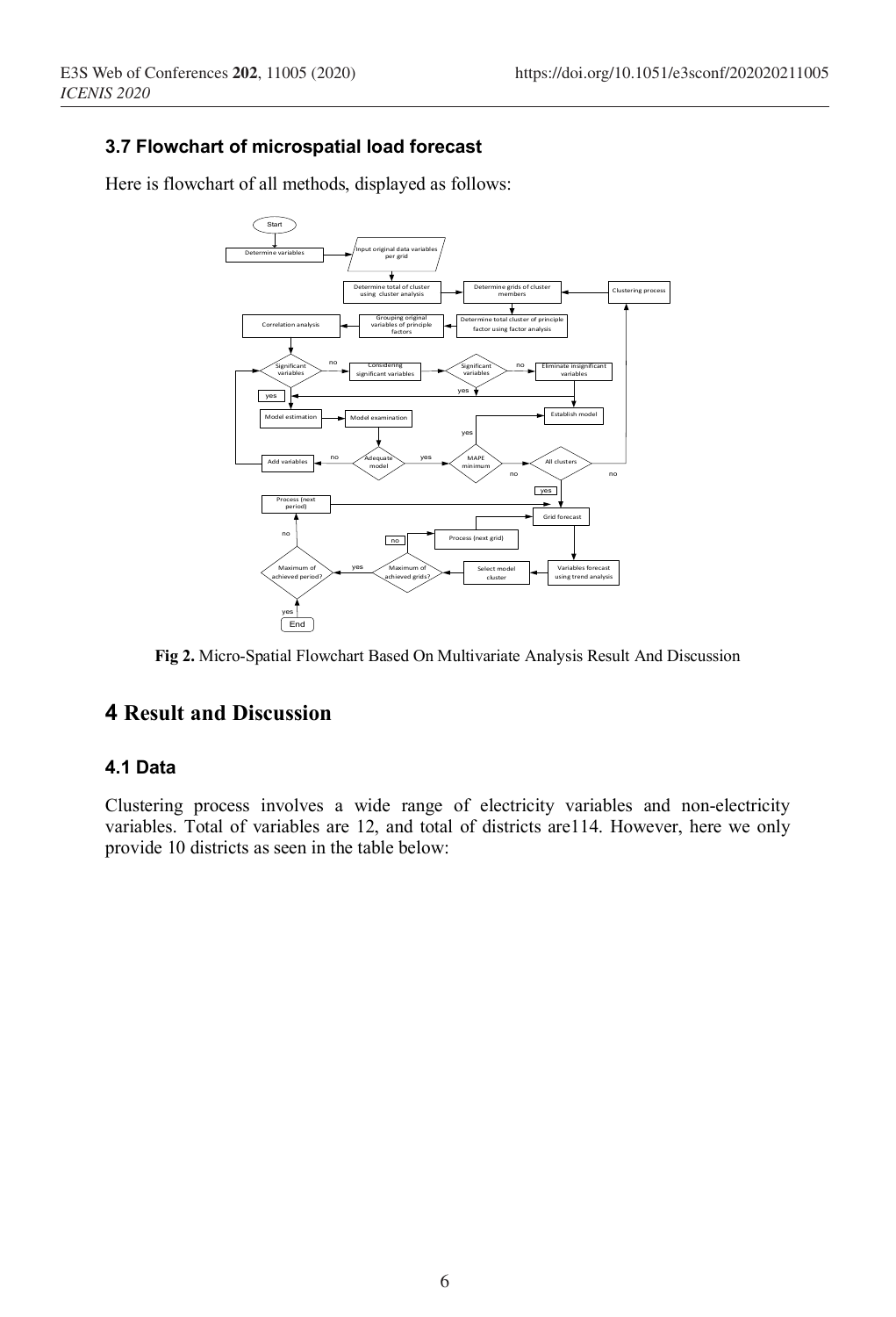### 3.7 Flowchart of microspatial load forecast

Here is flowchart of all methods, displayed as follows:

**Fig 2.** Micro-Spatial Flowchart Based On Multivariate Analysis Result And Discussion

## 4 Result and Discussion

### 4.1 Data

Clustering process involves a wide range of electricity variables and non-electricity variables. Total of variables are 12, and total of districts are114. However, here we only provide 10 districts as seen in the table below: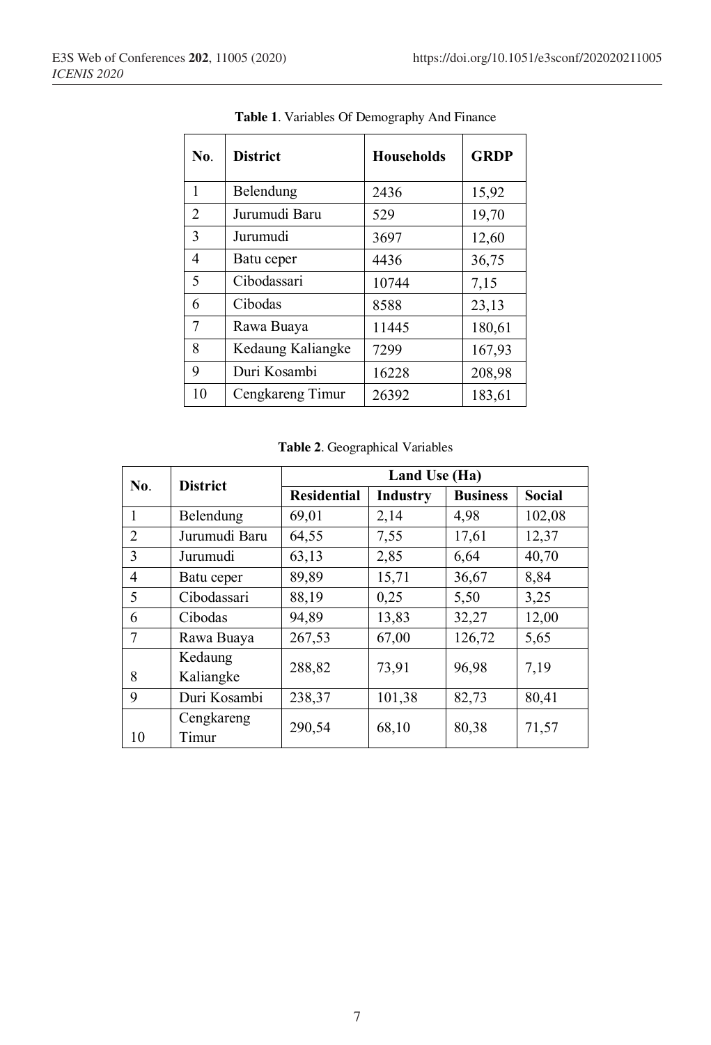**Table 1**. Variables Of Demography And Finance

| No. | District | Households | GRDP |
| --- | --- | --- | --- |
| 1 | Belendung | 2436 | 15,92 |
| 2 | Jurumudi Baru | 529 | 19,70 |
| 3 | Jurumudi | 3697 | 12,60 |
| 4 | Batu ceper | 4436 | 36,75 |
| 5 | Cibodassari | 10744 | 7,15 |
| 6 | Cibodas | 8588 | 23,13 |
| 7 | Rawa Buaya | 11445 | 180,61 |
| 8 | Kedaung Kaliangke | 7299 | 167,93 |
| 9 | Duri Kosambi | 16228 | 208,98 |
| 10 | Cengkareng Timur | 26392 | 183,61 |

**Table 2**. Geographical Variables

| No. | District | Land Use (Ha) | | | |
| --- | --- | --- | --- | --- | --- |
| | | Residential | Industry | Business | Social |
| 1 | Belendung | 69,01 | 2,14 | 4,98 | 102,08 |
| 2 | Jurumudi Baru | 64,55 | 7,55 | 17,61 | 12,37 |
| 3 | Jurumudi | 63,13 | 2,85 | 6,64 | 40,70 |
| 4 | Batu ceper | 89,89 | 15,71 | 36,67 | 8,84 |
| 5 | Cibodassari | 88,19 | 0,25 | 5,50 | 3,25 |
| 6 | Cibodas | 94,89 | 13,83 | 32,27 | 12,00 |
| 7 | Rawa Buaya | 267,53 | 67,00 | 126,72 | 5,65 |
| 8 | Kedaung Kaliangke | 288,82 | 73,91 | 96,98 | 7,19 |
| 9 | Duri Kosambi | 238,37 | 101,38 | 82,73 | 80,41 |
| 10 | Cengkareng Timur | 290,54 | 68,10 | 80,38 | 71,57 |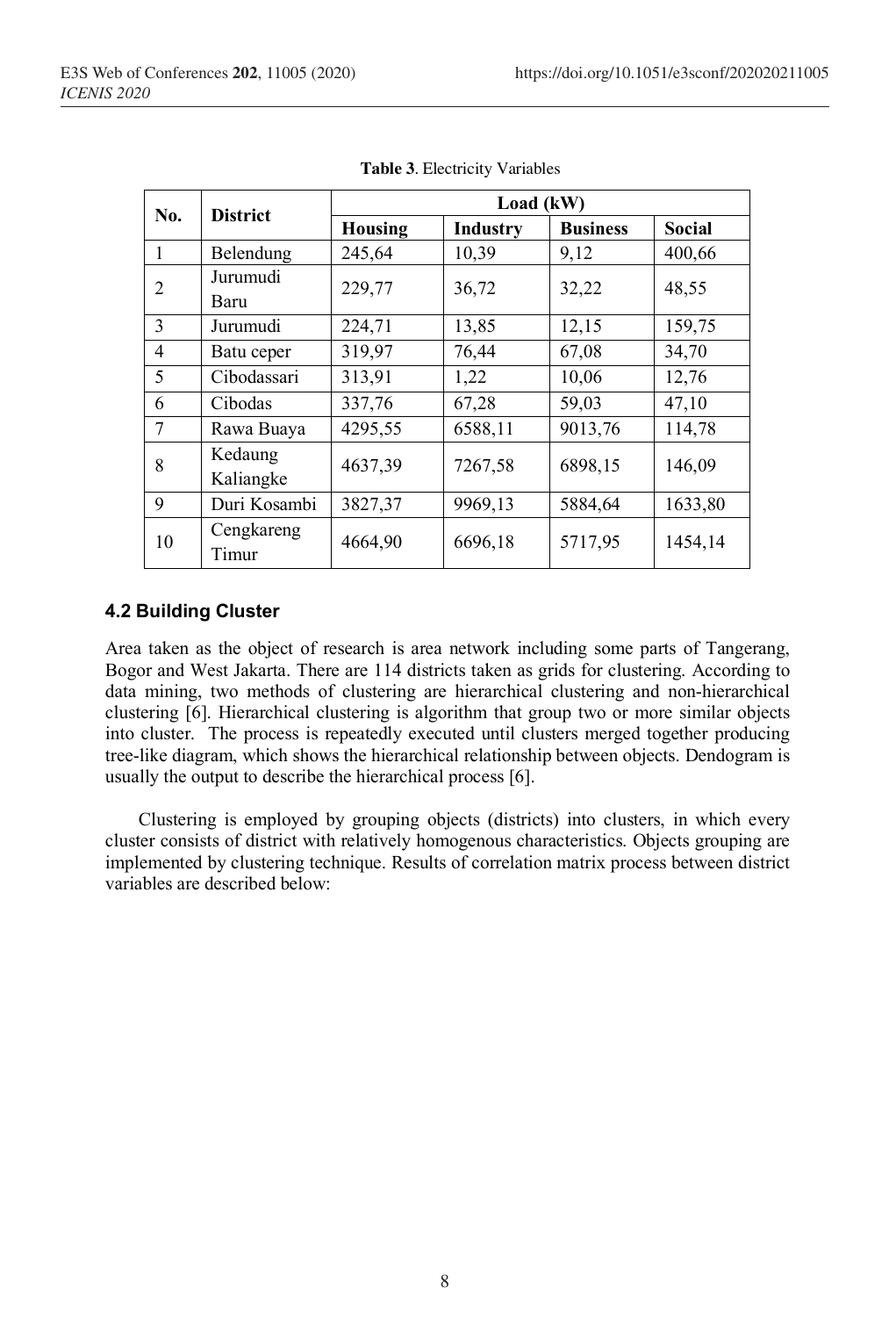**Table 3**. Electricity Variables

| No. | District | Load (kW) | | | |
|---|---|---|---|---|---|
| | | Housing | Industry | Business | Social |
| 1 | Belendung | 245,64 | 10,39 | 9,12 | 400,66 |
| 2 | Jurumudi Baru | 229,77 | 36,72 | 32,22 | 48,55 |
| 3 | Jurumudi | 224,71 | 13,85 | 12,15 | 159,75 |
| 4 | Batu ceper | 319,97 | 76,44 | 67,08 | 34,70 |
| 5 | Cibodassari | 313,91 | 1,22 | 10,06 | 12,76 |
| 6 | Cibodas | 337,76 | 67,28 | 59,03 | 47,10 |
| 7 | Rawa Buaya | 4295,55 | 6588,11 | 9013,76 | 114,78 |
| 8 | Kedaung Kaliangke | 4637,39 | 7267,58 | 6898,15 | 146,09 |
| 9 | Duri Kosambi | 3827,37 | 9969,13 | 5884,64 | 1633,80 |
| 10 | Cengkareng Timur | 4664,90 | 6696,18 | 5717,95 | 1454,14 |

### 4.2 Building Cluster

Area taken as the object of research is area network including some parts of Tangerang, Bogor and West Jakarta. There are 114 districts taken as grids for clustering. According to data mining, two methods of clustering are hierarchical clustering and non-hierarchical clustering [6]. Hierarchical clustering is algorithm that group two or more similar objects into cluster. The process is repeatedly executed until clusters merged together producing tree-like diagram, which shows the hierarchical relationship between objects. Dendogram is usually the output to describe the hierarchical process [6].

Clustering is employed by grouping objects (districts) into clusters, in which every cluster consists of district with relatively homogenous characteristics. Objects grouping are implemented by clustering technique. Results of correlation matrix process between district variables are described below: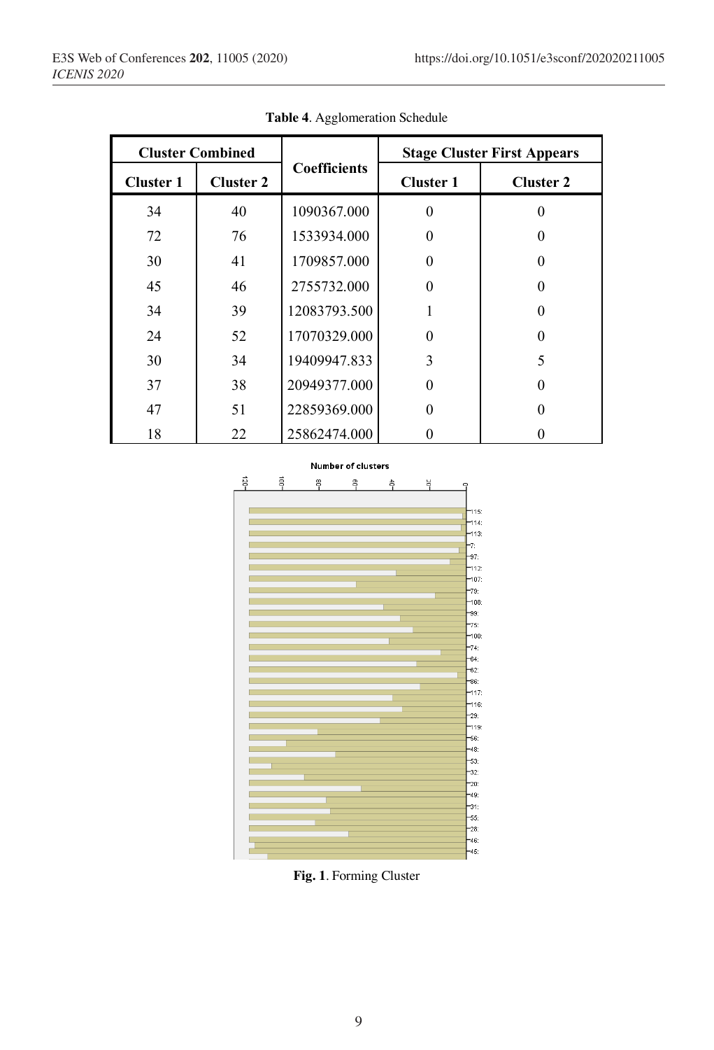**Table 4**. Agglomeration Schedule

| Cluster Combined | | Coefficients | Stage Cluster First Appears | |
|---|---|---|---|---|
| Cluster 1 | Cluster 2 | | Cluster 1 | Cluster 2 |
| 34 | 40 | 1090367.000 | 0 | 0 |
| 72 | 76 | 1533934.000 | 0 | 0 |
| 30 | 41 | 1709857.000 | 0 | 0 |
| 45 | 46 | 2755732.000 | 0 | 0 |
| 34 | 39 | 12083793.500 | 1 | 0 |
| 24 | 52 | 17070329.000 | 0 | 0 |
| 30 | 34 | 19409947.833 | 3 | 5 |
| 37 | 38 | 20949377.000 | 0 | 0 |
| 47 | 51 | 22859369.000 | 0 | 0 |
| 18 | 22 | 25862474.000 | 0 | 0 |

**Fig. 1**. Forming Cluster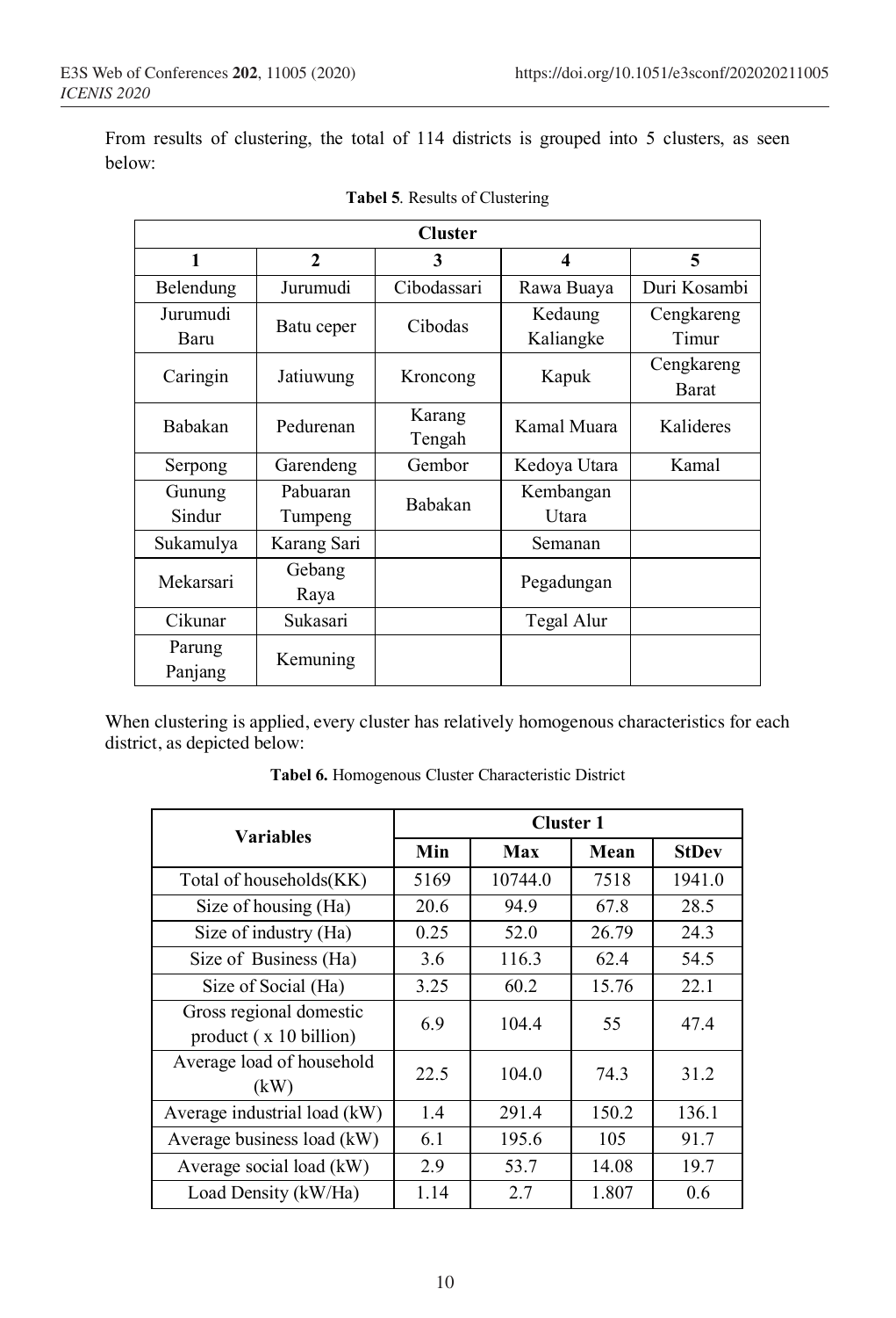From results of clustering, the total of 114 districts is grouped into 5 clusters, as seen below:

**Tabel 5**. Results of Clustering

| Cluster | | | | |
|---|---|---|---|---|
| **1** | **2** | **3** | **4** | **5** |
| Belendung | Jurumudi | Cibodassari | Rawa Buaya | Duri Kosambi |
| Jurumudi Baru | Batu ceper | Cibodas | Kedaung Kaliangke | Cengkareng Timur |
| Caringin | Jatiuwung | Kroncong | Kapuk | Cengkareng Barat |
| Babakan | Pedurenan | Karang Tengah | Kamal Muara | Kalideres |
| Serpong | Garendeng | Gembor | Kedoya Utara | Kamal |
| Gunung Sindur | Pabuaran Tumpeng | Babakan | Kembangan Utara | |
| Sukamulya | Karang Sari | | Semanan | |
| Mekarsari | Gebang Raya | | Pegadungan | |
| Cikunar | Sukasari | | Tegal Alur | |
| Parung Panjang | Kemuning | | | |

When clustering is applied, every cluster has relatively homogenous characteristics for each district, as depicted below:

**Tabel 6.** Homogenous Cluster Characteristic District

| Variables | Cluster 1 | | | |
|---|---|---|---|---|
| | **Min** | **Max** | **Mean** | **StDev** |
| Total of households(KK) | 5169 | 10744.0 | 7518 | 1941.0 |
| Size of housing (Ha) | 20.6 | 94.9 | 67.8 | 28.5 |
| Size of industry (Ha) | 0.25 | 52.0 | 26.79 | 24.3 |
| Size of Business (Ha) | 3.6 | 116.3 | 62.4 | 54.5 |
| Size of Social (Ha) | 3.25 | 60.2 | 15.76 | 22.1 |
| Gross regional domestic product ( x 10 billion) | 6.9 | 104.4 | 55 | 47.4 |
| Average load of household (kW) | 22.5 | 104.0 | 74.3 | 31.2 |
| Average industrial load (kW) | 1.4 | 291.4 | 150.2 | 136.1 |
| Average business load (kW) | 6.1 | 195.6 | 105 | 91.7 |
| Average social load (kW) | 2.9 | 53.7 | 14.08 | 19.7 |
| Load Density (kW/Ha) | 1.14 | 2.7 | 1.807 | 0.6 |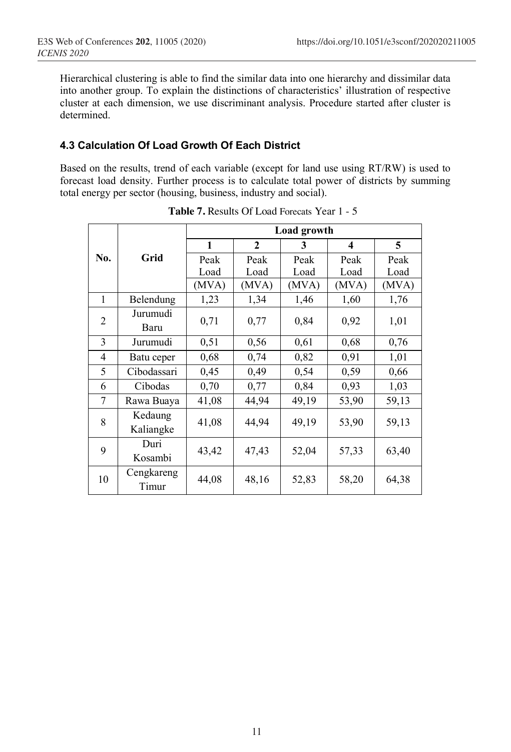Hierarchical clustering is able to find the similar data into one hierarchy and dissimilar data into another group. To explain the distinctions of characteristics' illustration of respective cluster at each dimension, we use discriminant analysis. Procedure started after cluster is determined.

### 4.3 Calculation Of Load Growth Of Each District

Based on the results, trend of each variable (except for land use using RT/RW) is used to forecast load density. Further process is to calculate total power of districts by summing total energy per sector (housing, business, industry and social).

**Table 7.** Results Of Load Forecats Year 1 - 5

| No. | Grid | Load growth | | | | |
|---|---|---|---|---|---|---|
| | | 1 | 2 | 3 | 4 | 5 |
| | | Peak Load (MVA) | Peak Load (MVA) | Peak Load (MVA) | Peak Load (MVA) | Peak Load (MVA) |
| 1 | Belendung | 1,23 | 1,34 | 1,46 | 1,60 | 1,76 |
| 2 | Jurumudi Baru | 0,71 | 0,77 | 0,84 | 0,92 | 1,01 |
| 3 | Jurumudi | 0,51 | 0,56 | 0,61 | 0,68 | 0,76 |
| 4 | Batu ceper | 0,68 | 0,74 | 0,82 | 0,91 | 1,01 |
| 5 | Cibodassari | 0,45 | 0,49 | 0,54 | 0,59 | 0,66 |
| 6 | Cibodas | 0,70 | 0,77 | 0,84 | 0,93 | 1,03 |
| 7 | Rawa Buaya | 41,08 | 44,94 | 49,19 | 53,90 | 59,13 |
| 8 | Kedaung Kaliangke | 41,08 | 44,94 | 49,19 | 53,90 | 59,13 |
| 9 | Duri Kosambi | 43,42 | 47,43 | 52,04 | 57,33 | 63,40 |
| 10 | Cengkareng Timur | 44,08 | 48,16 | 52,83 | 58,20 | 64,38 |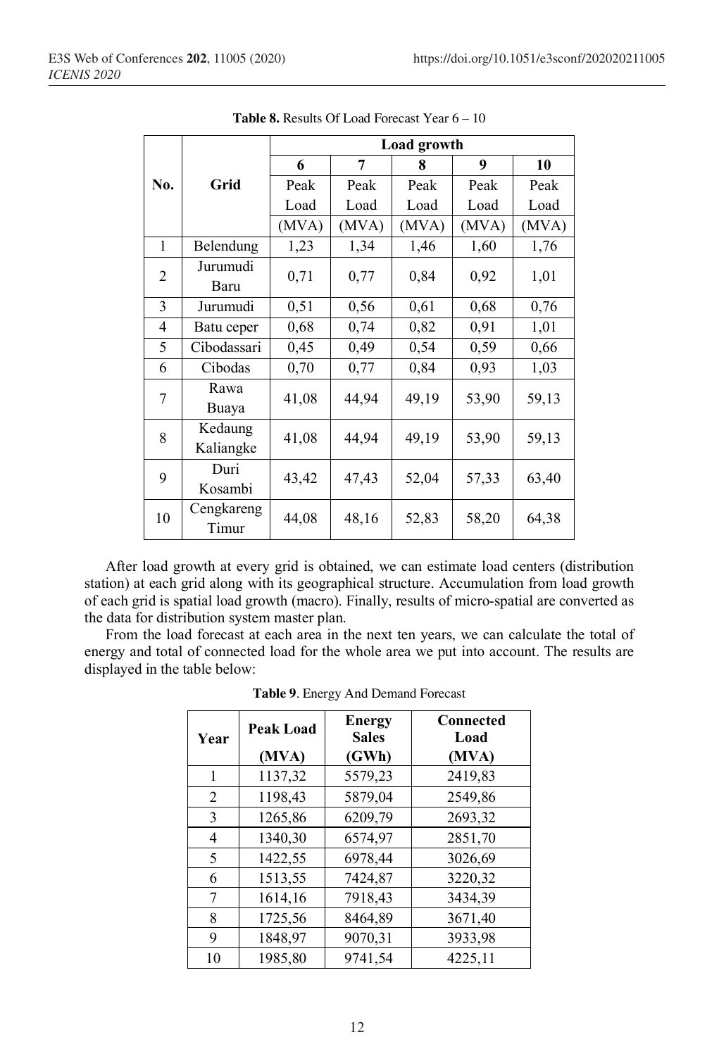**Table 8.** Results Of Load Forecast Year 6 – 10

| No. | Grid | Load growth | | | | |
|---|---|---|---|---|---|---|
| | | 6 | 7 | 8 | 9 | 10 |
| | | Peak Load (MVA) | Peak Load (MVA) | Peak Load (MVA) | Peak Load (MVA) | Peak Load (MVA) |
| 1 | Belendung | 1,23 | 1,34 | 1,46 | 1,60 | 1,76 |
| 2 | Jurumudi Baru | 0,71 | 0,77 | 0,84 | 0,92 | 1,01 |
| 3 | Jurumudi | 0,51 | 0,56 | 0,61 | 0,68 | 0,76 |
| 4 | Batu ceper | 0,68 | 0,74 | 0,82 | 0,91 | 1,01 |
| 5 | Cibodassari | 0,45 | 0,49 | 0,54 | 0,59 | 0,66 |
| 6 | Cibodas | 0,70 | 0,77 | 0,84 | 0,93 | 1,03 |
| 7 | Rawa Buaya | 41,08 | 44,94 | 49,19 | 53,90 | 59,13 |
| 8 | Kedaung Kaliangke | 41,08 | 44,94 | 49,19 | 53,90 | 59,13 |
| 9 | Duri Kosambi | 43,42 | 47,43 | 52,04 | 57,33 | 63,40 |
| 10 | Cengkareng Timur | 44,08 | 48,16 | 52,83 | 58,20 | 64,38 |

After load growth at every grid is obtained, we can estimate load centers (distribution station) at each grid along with its geographical structure. Accumulation from load growth of each grid is spatial load growth (macro). Finally, results of micro-spatial are converted as the data for distribution system master plan.

From the load forecast at each area in the next ten years, we can calculate the total of energy and total of connected load for the whole area we put into account. The results are displayed in the table below:

**Table 9**. Energy And Demand Forecast

| Year | Peak Load (MVA) | Energy Sales (GWh) | Connected Load (MVA) |
|---|---|---|---|
| 1 | 1137,32 | 5579,23 | 2419,83 |
| 2 | 1198,43 | 5879,04 | 2549,86 |
| 3 | 1265,86 | 6209,79 | 2693,32 |
| 4 | 1340,30 | 6574,97 | 2851,70 |
| 5 | 1422,55 | 6978,44 | 3026,69 |
| 6 | 1513,55 | 7424,87 | 3220,32 |
| 7 | 1614,16 | 7918,43 | 3434,39 |
| 8 | 1725,56 | 8464,89 | 3671,40 |
| 9 | 1848,97 | 9070,31 | 3933,98 |
| 10 | 1985,80 | 9741,54 | 4225,11 |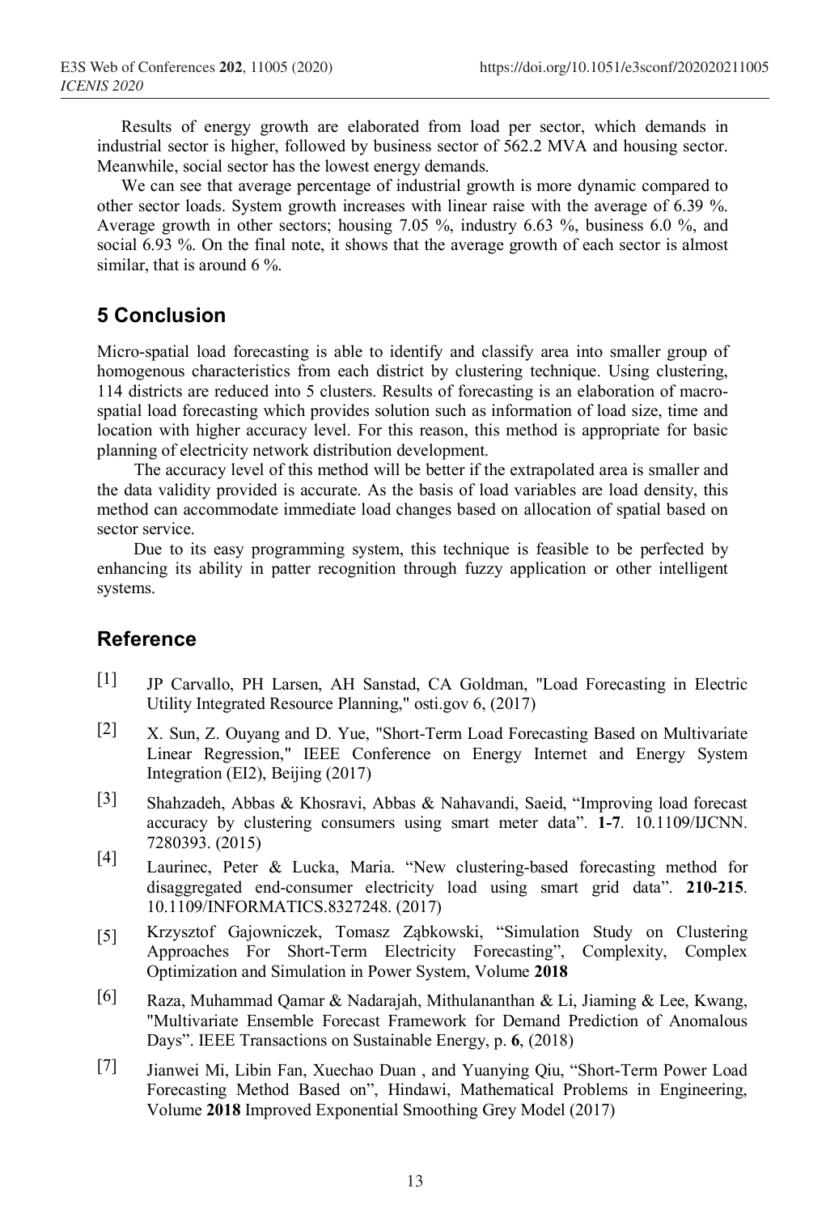Results of energy growth are elaborated from load per sector, which demands in industrial sector is higher, followed by business sector of 562.2 MVA and housing sector. Meanwhile, social sector has the lowest energy demands.

We can see that average percentage of industrial growth is more dynamic compared to other sector loads. System growth increases with linear raise with the average of 6.39 %. Average growth in other sectors; housing 7.05 %, industry 6.63 %, business 6.0 %, and social 6.93 %. On the final note, it shows that the average growth of each sector is almost similar, that is around 6 %.

## 5 Conclusion

Micro-spatial load forecasting is able to identify and classify area into smaller group of homogenous characteristics from each district by clustering technique. Using clustering, 114 districts are reduced into 5 clusters. Results of forecasting is an elaboration of macro-spatial load forecasting which provides solution such as information of load size, time and location with higher accuracy level. For this reason, this method is appropriate for basic planning of electricity network distribution development.

The accuracy level of this method will be better if the extrapolated area is smaller and the data validity provided is accurate. As the basis of load variables are load density, this method can accommodate immediate load changes based on allocation of spatial based on sector service.

Due to its easy programming system, this technique is feasible to be perfected by enhancing its ability in patter recognition through fuzzy application or other intelligent systems.

## Reference

[1] JP Carvallo, PH Larsen, AH Sanstad, CA Goldman, "Load Forecasting in Electric Utility Integrated Resource Planning," osti.gov 6, (2017)

[2] X. Sun, Z. Ouyang and D. Yue, "Short-Term Load Forecasting Based on Multivariate Linear Regression," IEEE Conference on Energy Internet and Energy System Integration (EI2), Beijing (2017)

[3] Shahzadeh, Abbas & Khosravi, Abbas & Nahavandi, Saeid, "Improving load forecast accuracy by clustering consumers using smart meter data". **1-7**. 10.1109/IJCNN. 7280393. (2015)

[4] Laurinec, Peter & Lucka, Maria. "New clustering-based forecasting method for disaggregated end-consumer electricity load using smart grid data". **210-215**. 10.1109/INFORMATICS.8327248. (2017)

[5] Krzysztof Gajowniczek, Tomasz Ząbkowski, "Simulation Study on Clustering Approaches For Short-Term Electricity Forecasting", Complexity, Complex Optimization and Simulation in Power System, Volume **2018**

[6] Raza, Muhammad Qamar & Nadarajah, Mithulananthan & Li, Jiaming & Lee, Kwang, "Multivariate Ensemble Forecast Framework for Demand Prediction of Anomalous Days". IEEE Transactions on Sustainable Energy, p. **6**, (2018)

[7] Jianwei Mi, Libin Fan, Xuechao Duan , and Yuanying Qiu, "Short-Term Power Load Forecasting Method Based on", Hindawi, Mathematical Problems in Engineering, Volume **2018** Improved Exponential Smoothing Grey Model (2017)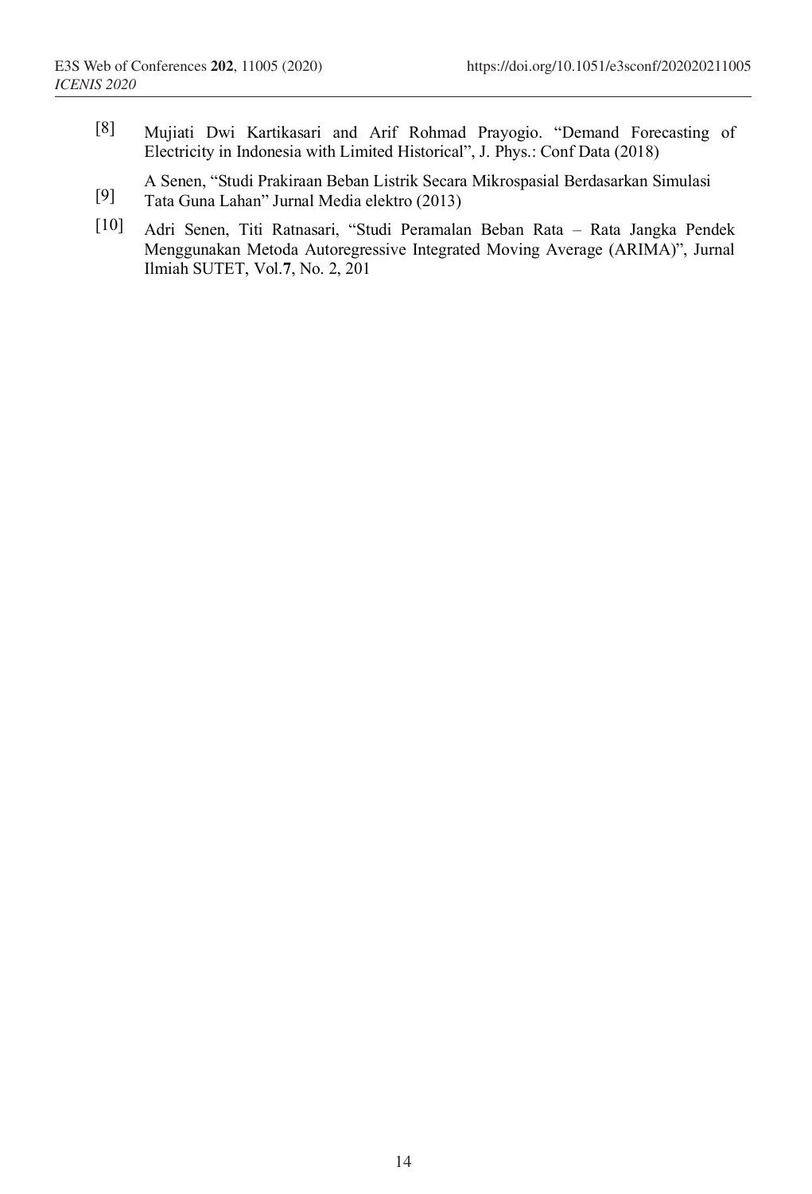[8] Mujiati Dwi Kartikasari and Arif Rohmad Prayogio. "Demand Forecasting of Electricity in Indonesia with Limited Historical", J. Phys.: Conf Data (2018)

[9] A Senen, "Studi Prakiraan Beban Listrik Secara Mikrospasial Berdasarkan Simulasi Tata Guna Lahan" Jurnal Media elektro (2013)

[10] Adri Senen, Titi Ratnasari, "Studi Peramalan Beban Rata – Rata Jangka Pendek Menggunakan Metoda Autoregressive Integrated Moving Average (ARIMA)", Jurnal Ilmiah SUTET, Vol.**7**, No. 2, 201